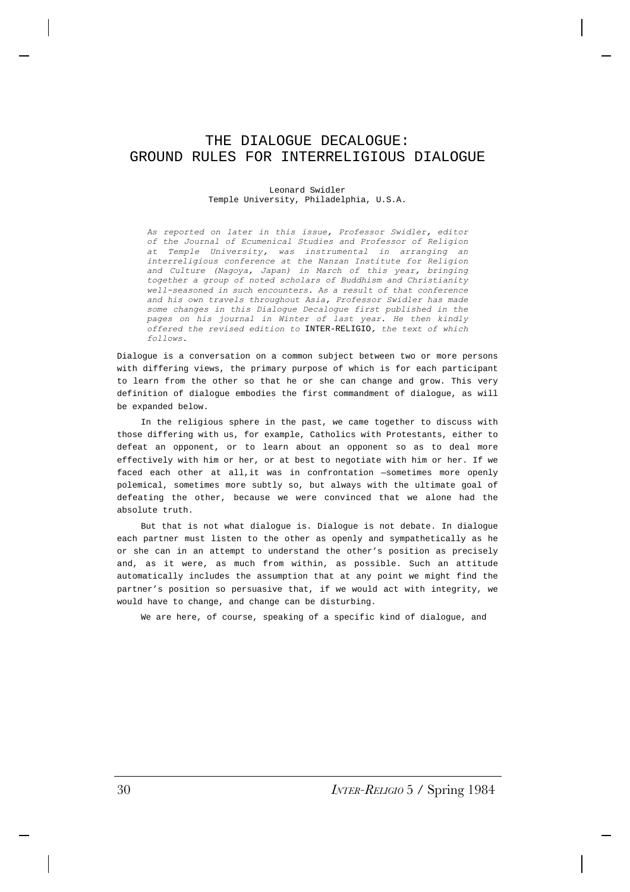# THE DIALOGUE DECALOGUE: GROUND RULES FOR INTERRELIGIOUS DIALOGUE

Leonard Swidler
Temple University, Philadelphia, U.S.A.

*As reported on later in this issue, Professor Swidler, editor of the Journal of Ecumenical Studies and Professor of Religion at Temple University, was instrumental in arranging an interreligious conference at the Nanzan Institute for Religion and Culture (Nagoya, Japan) in March of this year, bringing together a group of noted scholars of Buddhism and Christianity well-seasoned in such encounters. As a result of that conference and his own travels throughout Asia, Professor Swidler has made some changes in this Dialogue Decalogue first published in the pages on his journal in Winter of last year. He then kindly offered the revised edition to* INTER-RELIGIO*, the text of which follows.*

Dialogue is a conversation on a common subject between two or more persons with differing views, the primary purpose of which is for each participant to learn from the other so that he or she can change and grow. This very definition of dialogue embodies the first commandment of dialogue, as will be expanded below.

In the religious sphere in the past, we came together to discuss with those differing with us, for example, Catholics with Protestants, either to defeat an opponent, or to learn about an opponent so as to deal more effectively with him or her, or at best to negotiate with him or her. If we faced each other at all,it was in confrontation —sometimes more openly polemical, sometimes more subtly so, but always with the ultimate goal of defeating the other, because we were convinced that we alone had the absolute truth.

But that is not what dialogue is. Dialogue is not debate. In dialogue each partner must listen to the other as openly and sympathetically as he or she can in an attempt to understand the other's position as precisely and, as it were, as much from within, as possible. Such an attitude automatically includes the assumption that at any point we might find the partner's position so persuasive that, if we would act with integrity, we would have to change, and change can be disturbing.

We are here, of course, speaking of a specific kind of dialogue, and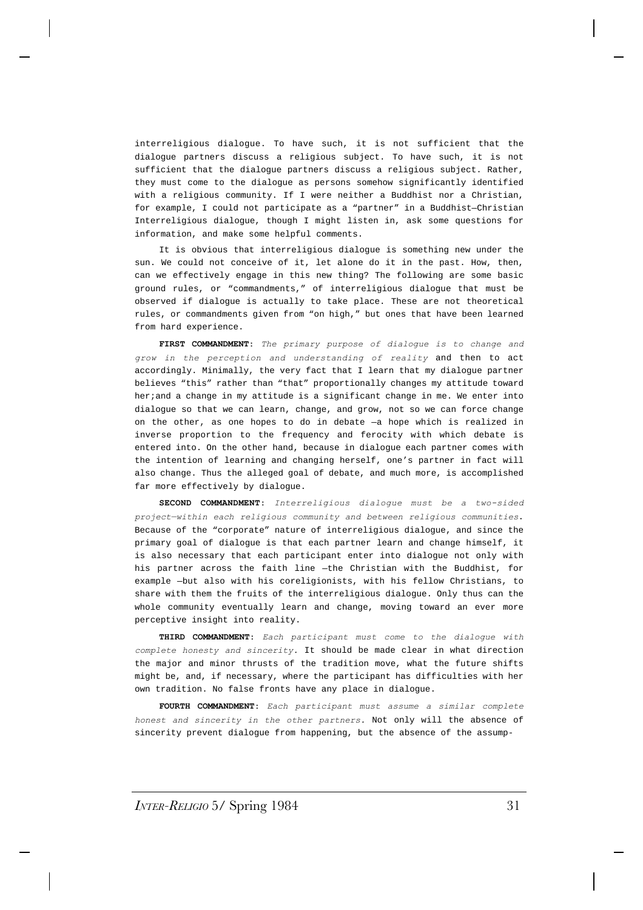interreligious dialogue. To have such, it is not sufficient that the dialogue partners discuss a religious subject. To have such, it is not sufficient that the dialogue partners discuss a religious subject. Rather, they must come to the dialogue as persons somehow significantly identified with a religious community. If I were neither a Buddhist nor a Christian, for example, I could not participate as a "partner" in a Buddhist—Christian Interreligious dialogue, though I might listen in, ask some questions for information, and make some helpful comments.

It is obvious that interreligious dialogue is something new under the sun. We could not conceive of it, let alone do it in the past. How, then, can we effectively engage in this new thing? The following are some basic ground rules, or "commandments," of interreligious dialogue that must be observed if dialogue is actually to take place. These are not theoretical rules, or commandments given from "on high," but ones that have been learned from hard experience.

**FIRST COMMANDMENT**: *The primary purpose of dialogue is to change and grow in the perception and understanding of reality* and then to act accordingly. Minimally, the very fact that I learn that my dialogue partner believes "this" rather than "that" proportionally changes my attitude toward her;and a change in my attitude is a significant change in me. We enter into dialogue so that we can learn, change, and grow, not so we can force change on the other, as one hopes to do in debate —a hope which is realized in inverse proportion to the frequency and ferocity with which debate is entered into. On the other hand, because in dialogue each partner comes with the intention of learning and changing herself, one's partner in fact will also change. Thus the alleged goal of debate, and much more, is accomplished far more effectively by dialogue.

**SECOND COMMANDMENT**: *Interreligious dialogue must be a two-sided project—within each religious community and between religious communities*. Because of the "corporate" nature of interreligious dialogue, and since the primary goal of dialogue is that each partner learn and change himself, it is also necessary that each participant enter into dialogue not only with his partner across the faith line —the Christian with the Buddhist, for example —but also with his coreligionists, with his fellow Christians, to share with them the fruits of the interreligious dialogue. Only thus can the whole community eventually learn and change, moving toward an ever more perceptive insight into reality.

**THIRD COMMANDMENT**: *Each participant must come to the dialogue with complete honesty and sincerity*. It should be made clear in what direction the major and minor thrusts of the tradition move, what the future shifts might be, and, if necessary, where the participant has difficulties with her own tradition. No false fronts have any place in dialogue.

**FOURTH COMMANDMENT**: *Each participant must assume a similar complete honest and sincerity in the other partners*. Not only will the absence of sincerity prevent dialogue from happening, but the absence of the assump-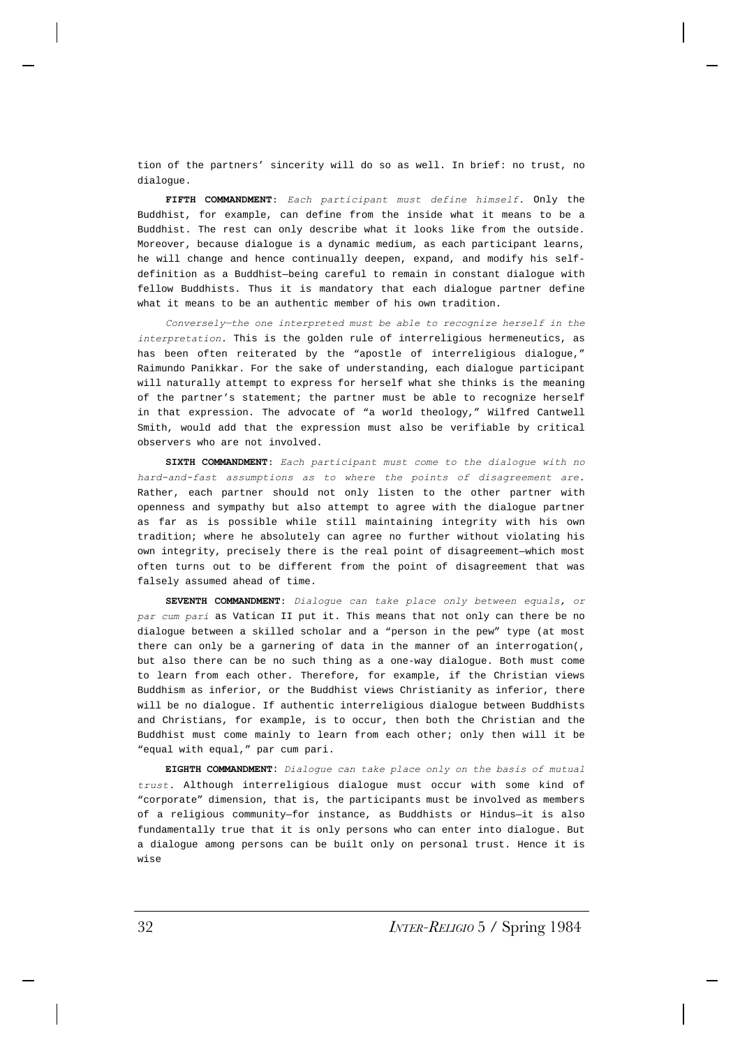tion of the partners' sincerity will do so as well. In brief: no trust, no dialogue.

**FIFTH COMMANDMENT**: *Each participant must define himself.* Only the Buddhist, for example, can define from the inside what it means to be a Buddhist. The rest can only describe what it looks like from the outside. Moreover, because dialogue is a dynamic medium, as each participant learns, he will change and hence continually deepen, expand, and modify his self-definition as a Buddhist—being careful to remain in constant dialogue with fellow Buddhists. Thus it is mandatory that each dialogue partner define what it means to be an authentic member of his own tradition.

*Conversely—the one interpreted must be able to recognize herself in the interpretation.* This is the golden rule of interreligious hermeneutics, as has been often reiterated by the "apostle of interreligious dialogue," Raimundo Panikkar. For the sake of understanding, each dialogue participant will naturally attempt to express for herself what she thinks is the meaning of the partner's statement; the partner must be able to recognize herself in that expression. The advocate of "a world theology," Wilfred Cantwell Smith, would add that the expression must also be verifiable by critical observers who are not involved.

**SIXTH COMMANDMENT**: *Each participant must come to the dialogue with no hard-and-fast assumptions as to where the points of disagreement are.* Rather, each partner should not only listen to the other partner with openness and sympathy but also attempt to agree with the dialogue partner as far as is possible while still maintaining integrity with his own tradition; where he absolutely can agree no further without violating his own integrity, precisely there is the real point of disagreement—which most often turns out to be different from the point of disagreement that was falsely assumed ahead of time.

**SEVENTH COMMANDMENT**: *Dialogue can take place only between equals, or par cum pari* as Vatican II put it. This means that not only can there be no dialogue between a skilled scholar and a "person in the pew" type (at most there can only be a garnering of data in the manner of an interrogation(, but also there can be no such thing as a one-way dialogue. Both must come to learn from each other. Therefore, for example, if the Christian views Buddhism as inferior, or the Buddhist views Christianity as inferior, there will be no dialogue. If authentic interreligious dialogue between Buddhists and Christians, for example, is to occur, then both the Christian and the Buddhist must come mainly to learn from each other; only then will it be "equal with equal," par cum pari.

**EIGHTH COMMANDMENT**: *Dialogue can take place only on the basis of mutual trust.* Although interreligious dialogue must occur with some kind of "corporate" dimension, that is, the participants must be involved as members of a religious community—for instance, as Buddhists or Hindus—it is also fundamentally true that it is only persons who can enter into dialogue. But a dialogue among persons can be built only on personal trust. Hence it is wise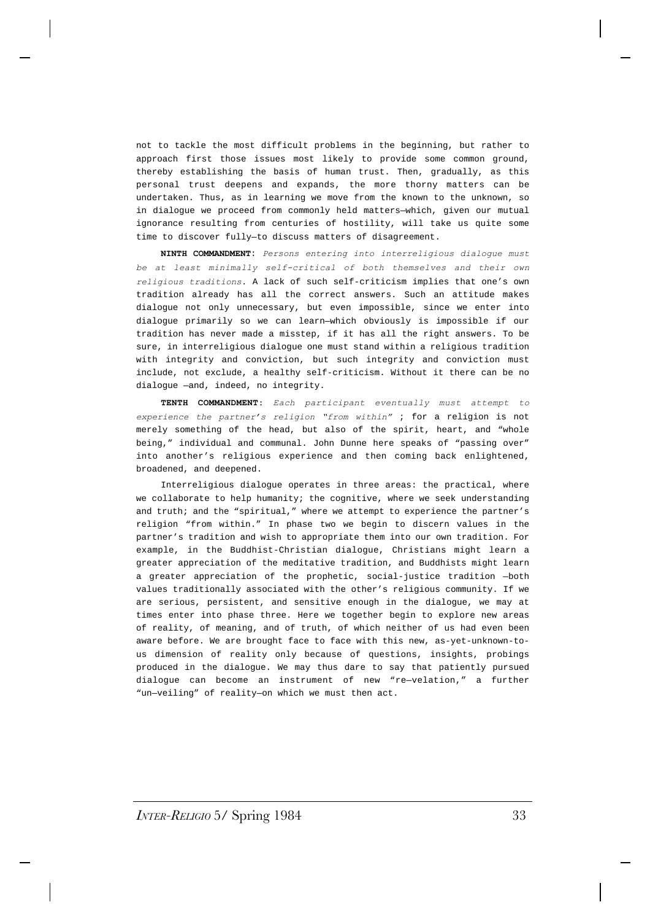not to tackle the most difficult problems in the beginning, but rather to approach first those issues most likely to provide some common ground, thereby establishing the basis of human trust. Then, gradually, as this personal trust deepens and expands, the more thorny matters can be undertaken. Thus, as in learning we move from the known to the unknown, so in dialogue we proceed from commonly held matters—which, given our mutual ignorance resulting from centuries of hostility, will take us quite some time to discover fully—to discuss matters of disagreement.

**NINTH COMMANDMENT**: *Persons entering into interreligious dialogue must be at least minimally self-critical of both themselves and their own religious traditions.* A lack of such self-criticism implies that one's own tradition already has all the correct answers. Such an attitude makes dialogue not only unnecessary, but even impossible, since we enter into dialogue primarily so we can learn—which obviously is impossible if our tradition has never made a misstep, if it has all the right answers. To be sure, in interreligious dialogue one must stand within a religious tradition with integrity and conviction, but such integrity and conviction must include, not exclude, a healthy self-criticism. Without it there can be no dialogue —and, indeed, no integrity.

**TENTH COMMANDMENT**: *Each participant eventually must attempt to experience the partner's religion "from within"* ; for a religion is not merely something of the head, but also of the spirit, heart, and "whole being," individual and communal. John Dunne here speaks of "passing over" into another's religious experience and then coming back enlightened, broadened, and deepened.

Interreligious dialogue operates in three areas: the practical, where we collaborate to help humanity; the cognitive, where we seek understanding and truth; and the "spiritual," where we attempt to experience the partner's religion "from within." In phase two we begin to discern values in the partner's tradition and wish to appropriate them into our own tradition. For example, in the Buddhist-Christian dialogue, Christians might learn a greater appreciation of the meditative tradition, and Buddhists might learn a greater appreciation of the prophetic, social-justice tradition —both values traditionally associated with the other's religious community. If we are serious, persistent, and sensitive enough in the dialogue, we may at times enter into phase three. Here we together begin to explore new areas of reality, of meaning, and of truth, of which neither of us had even been aware before. We are brought face to face with this new, as-yet-unknown-to-us dimension of reality only because of questions, insights, probings produced in the dialogue. We may thus dare to say that patiently pursued dialogue can become an instrument of new "re—velation," a further "un—veiling" of reality—on which we must then act.